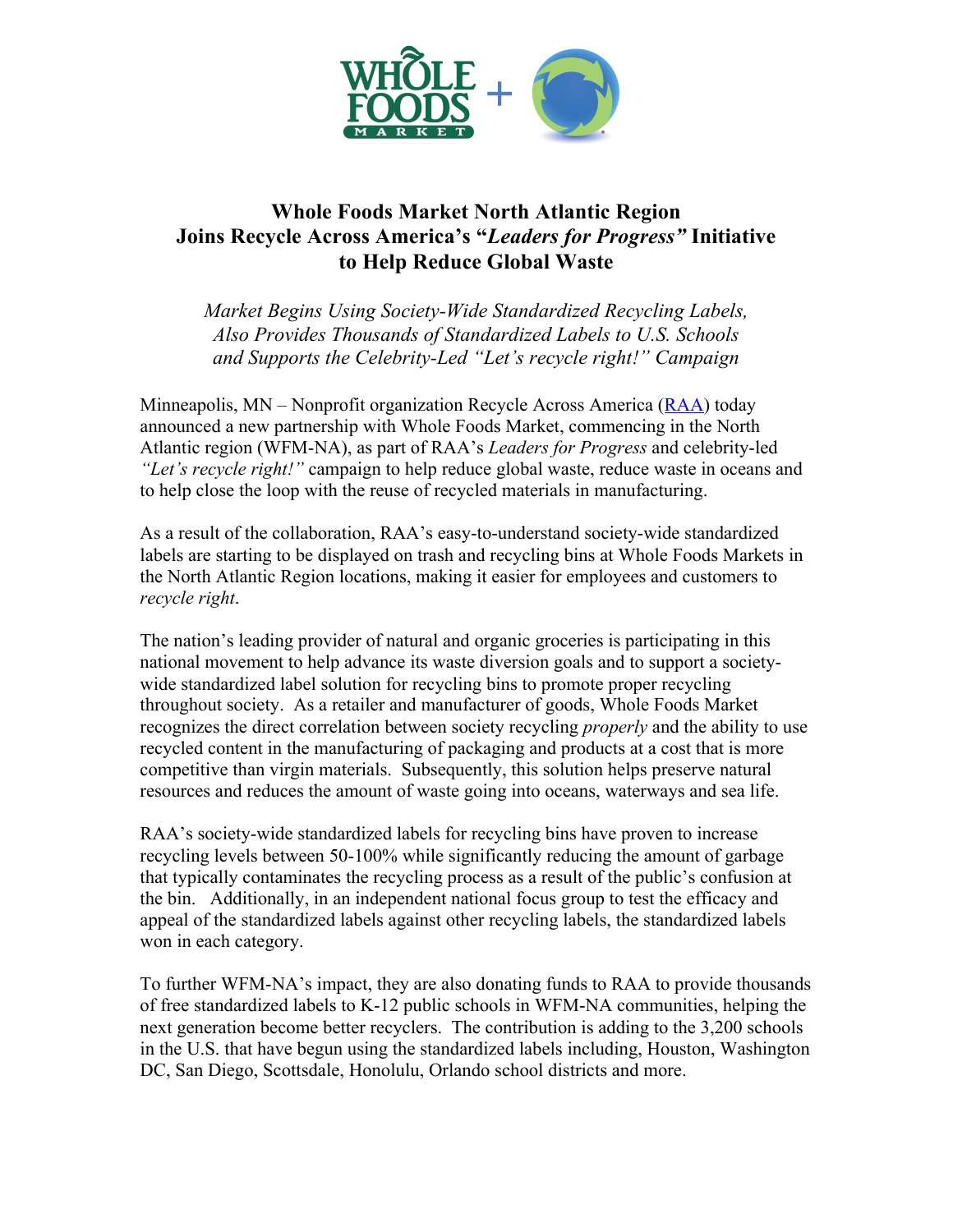# Whole Foods Market North Atlantic Region Joins Recycle Across America's "*Leaders for Progress*" Initiative to Help Reduce Global Waste

*Market Begins Using Society-Wide Standardized Recycling Labels, Also Provides Thousands of Standardized Labels to U.S. Schools and Supports the Celebrity-Led "Let's recycle right!" Campaign*

Minneapolis, MN – Nonprofit organization Recycle Across America (RAA) today announced a new partnership with Whole Foods Market, commencing in the North Atlantic region (WFM-NA), as part of RAA's *Leaders for Progress* and celebrity-led *"Let's recycle right!"* campaign to help reduce global waste, reduce waste in oceans and to help close the loop with the reuse of recycled materials in manufacturing.

As a result of the collaboration, RAA's easy-to-understand society-wide standardized labels are starting to be displayed on trash and recycling bins at Whole Foods Markets in the North Atlantic Region locations, making it easier for employees and customers to *recycle right*.

The nation's leading provider of natural and organic groceries is participating in this national movement to help advance its waste diversion goals and to support a society-wide standardized label solution for recycling bins to promote proper recycling throughout society. As a retailer and manufacturer of goods, Whole Foods Market recognizes the direct correlation between society recycling *properly* and the ability to use recycled content in the manufacturing of packaging and products at a cost that is more competitive than virgin materials. Subsequently, this solution helps preserve natural resources and reduces the amount of waste going into oceans, waterways and sea life.

RAA's society-wide standardized labels for recycling bins have proven to increase recycling levels between 50-100% while significantly reducing the amount of garbage that typically contaminates the recycling process as a result of the public's confusion at the bin. Additionally, in an independent national focus group to test the efficacy and appeal of the standardized labels against other recycling labels, the standardized labels won in each category.

To further WFM-NA's impact, they are also donating funds to RAA to provide thousands of free standardized labels to K-12 public schools in WFM-NA communities, helping the next generation become better recyclers. The contribution is adding to the 3,200 schools in the U.S. that have begun using the standardized labels including, Houston, Washington DC, San Diego, Scottsdale, Honolulu, Orlando school districts and more.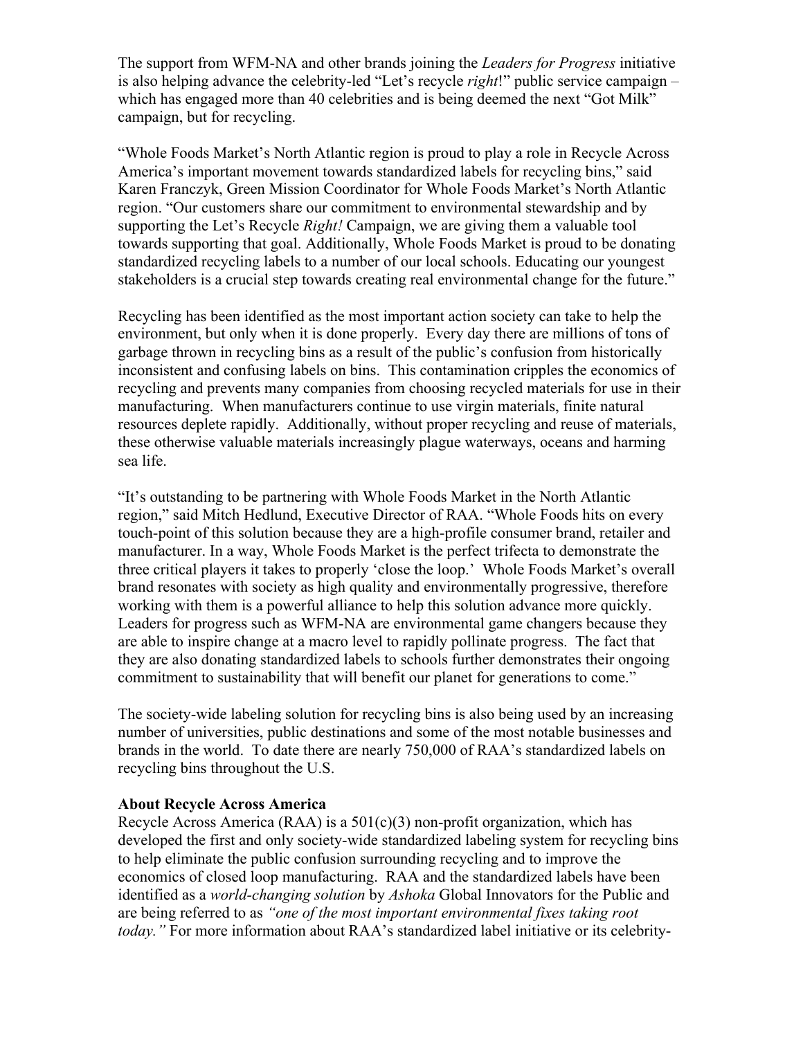The support from WFM-NA and other brands joining the *Leaders for Progress* initiative is also helping advance the celebrity-led "Let's recycle *right*!" public service campaign – which has engaged more than 40 celebrities and is being deemed the next "Got Milk" campaign, but for recycling.

"Whole Foods Market's North Atlantic region is proud to play a role in Recycle Across America's important movement towards standardized labels for recycling bins," said Karen Franczyk, Green Mission Coordinator for Whole Foods Market's North Atlantic region. "Our customers share our commitment to environmental stewardship and by supporting the Let's Recycle *Right!* Campaign, we are giving them a valuable tool towards supporting that goal. Additionally, Whole Foods Market is proud to be donating standardized recycling labels to a number of our local schools. Educating our youngest stakeholders is a crucial step towards creating real environmental change for the future."

Recycling has been identified as the most important action society can take to help the environment, but only when it is done properly. Every day there are millions of tons of garbage thrown in recycling bins as a result of the public's confusion from historically inconsistent and confusing labels on bins. This contamination cripples the economics of recycling and prevents many companies from choosing recycled materials for use in their manufacturing. When manufacturers continue to use virgin materials, finite natural resources deplete rapidly. Additionally, without proper recycling and reuse of materials, these otherwise valuable materials increasingly plague waterways, oceans and harming sea life.

"It's outstanding to be partnering with Whole Foods Market in the North Atlantic region," said Mitch Hedlund, Executive Director of RAA. "Whole Foods hits on every touch-point of this solution because they are a high-profile consumer brand, retailer and manufacturer. In a way, Whole Foods Market is the perfect trifecta to demonstrate the three critical players it takes to properly 'close the loop.' Whole Foods Market's overall brand resonates with society as high quality and environmentally progressive, therefore working with them is a powerful alliance to help this solution advance more quickly. Leaders for progress such as WFM-NA are environmental game changers because they are able to inspire change at a macro level to rapidly pollinate progress. The fact that they are also donating standardized labels to schools further demonstrates their ongoing commitment to sustainability that will benefit our planet for generations to come."

The society-wide labeling solution for recycling bins is also being used by an increasing number of universities, public destinations and some of the most notable businesses and brands in the world. To date there are nearly 750,000 of RAA's standardized labels on recycling bins throughout the U.S.

**About Recycle Across America**

Recycle Across America (RAA) is a 501(c)(3) non-profit organization, which has developed the first and only society-wide standardized labeling system for recycling bins to help eliminate the public confusion surrounding recycling and to improve the economics of closed loop manufacturing. RAA and the standardized labels have been identified as a *world-changing solution* by *Ashoka* Global Innovators for the Public and are being referred to as *"one of the most important environmental fixes taking root today."* For more information about RAA's standardized label initiative or its celebrity-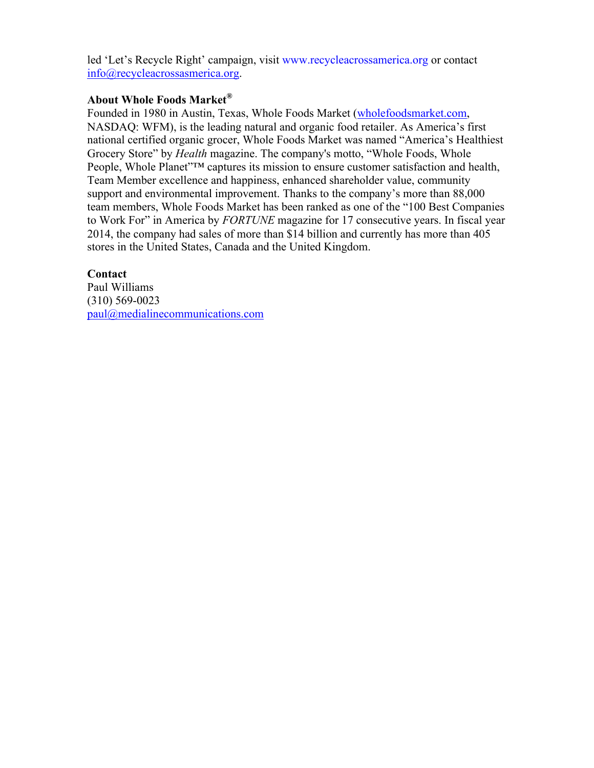led 'Let's Recycle Right' campaign, visit www.recycleacrossamerica.org or contact info@recycleacrossasmerica.org.

**About Whole Foods Market®**

Founded in 1980 in Austin, Texas, Whole Foods Market (wholefoodsmarket.com, NASDAQ: WFM), is the leading natural and organic food retailer. As America's first national certified organic grocer, Whole Foods Market was named "America's Healthiest Grocery Store" by *Health* magazine. The company's motto, "Whole Foods, Whole People, Whole Planet"™ captures its mission to ensure customer satisfaction and health, Team Member excellence and happiness, enhanced shareholder value, community support and environmental improvement. Thanks to the company's more than 88,000 team members, Whole Foods Market has been ranked as one of the "100 Best Companies to Work For" in America by *FORTUNE* magazine for 17 consecutive years. In fiscal year 2014, the company had sales of more than $14 billion and currently has more than 405 stores in the United States, Canada and the United Kingdom.

**Contact**

Paul Williams
(310) 569-0023
paul@medialinecommunications.com